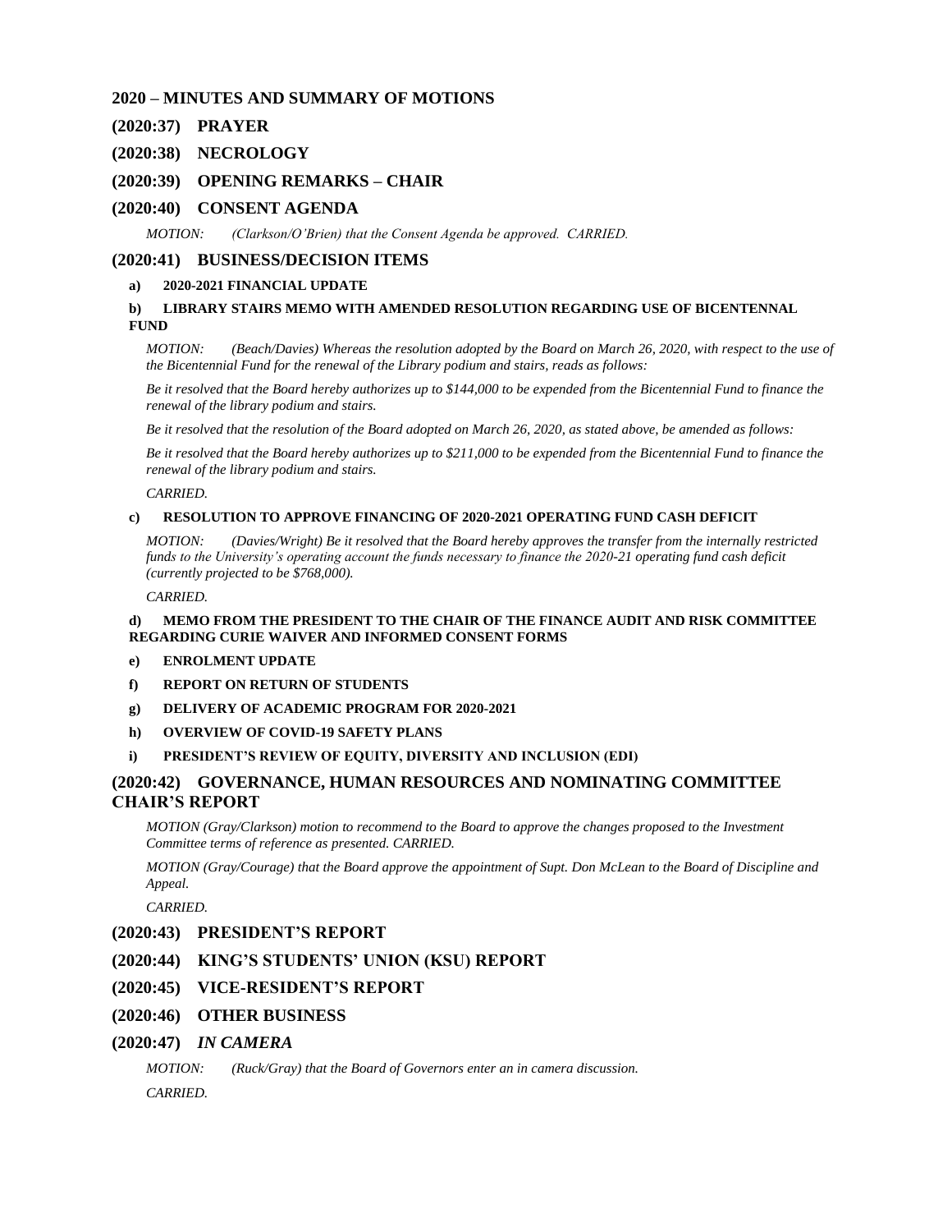## 2020 – MINUTES AND SUMMARY OF MOTIONS

## (2020:37) PRAYER

## (2020:38) NECROLOGY

## (2020:39) OPENING REMARKS – CHAIR

## (2020:40) CONSENT AGENDA

*MOTION: (Clarkson/O'Brien) that the Consent Agenda be approved. CARRIED.*

## (2020:41) BUSINESS/DECISION ITEMS

**a) 2020-2021 FINANCIAL UPDATE**

**b) LIBRARY STAIRS MEMO WITH AMENDED RESOLUTION REGARDING USE OF BICENTENNAL FUND**

*MOTION: (Beach/Davies) Whereas the resolution adopted by the Board on March 26, 2020, with respect to the use of the Bicentennial Fund for the renewal of the Library podium and stairs, reads as follows:*

*Be it resolved that the Board hereby authorizes up to $144,000 to be expended from the Bicentennial Fund to finance the renewal of the library podium and stairs.*

*Be it resolved that the resolution of the Board adopted on March 26, 2020, as stated above, be amended as follows:*

*Be it resolved that the Board hereby authorizes up to $211,000 to be expended from the Bicentennial Fund to finance the renewal of the library podium and stairs.*

*CARRIED.*

**c) RESOLUTION TO APPROVE FINANCING OF 2020-2021 OPERATING FUND CASH DEFICIT**

*MOTION: (Davies/Wright) Be it resolved that the Board hereby approves the transfer from the internally restricted funds to the University's operating account the funds necessary to finance the 2020-21 operating fund cash deficit (currently projected to be $768,000).*

*CARRIED.*

**d) MEMO FROM THE PRESIDENT TO THE CHAIR OF THE FINANCE AUDIT AND RISK COMMITTEE REGARDING CURIE WAIVER AND INFORMED CONSENT FORMS**

**e) ENROLMENT UPDATE**

**f) REPORT ON RETURN OF STUDENTS**

**g) DELIVERY OF ACADEMIC PROGRAM FOR 2020-2021**

**h) OVERVIEW OF COVID-19 SAFETY PLANS**

**i) PRESIDENT'S REVIEW OF EQUITY, DIVERSITY AND INCLUSION (EDI)**

## (2020:42) GOVERNANCE, HUMAN RESOURCES AND NOMINATING COMMITTEE CHAIR'S REPORT

*MOTION (Gray/Clarkson) motion to recommend to the Board to approve the changes proposed to the Investment Committee terms of reference as presented. CARRIED.*

*MOTION (Gray/Courage) that the Board approve the appointment of Supt. Don McLean to the Board of Discipline and Appeal.*

*CARRIED.*

## (2020:43) PRESIDENT'S REPORT

## (2020:44) KING'S STUDENTS' UNION (KSU) REPORT

## (2020:45) VICE-RESIDENT'S REPORT

## (2020:46) OTHER BUSINESS

## (2020:47) *IN CAMERA*

*MOTION: (Ruck/Gray) that the Board of Governors enter an in camera discussion.*

*CARRIED.*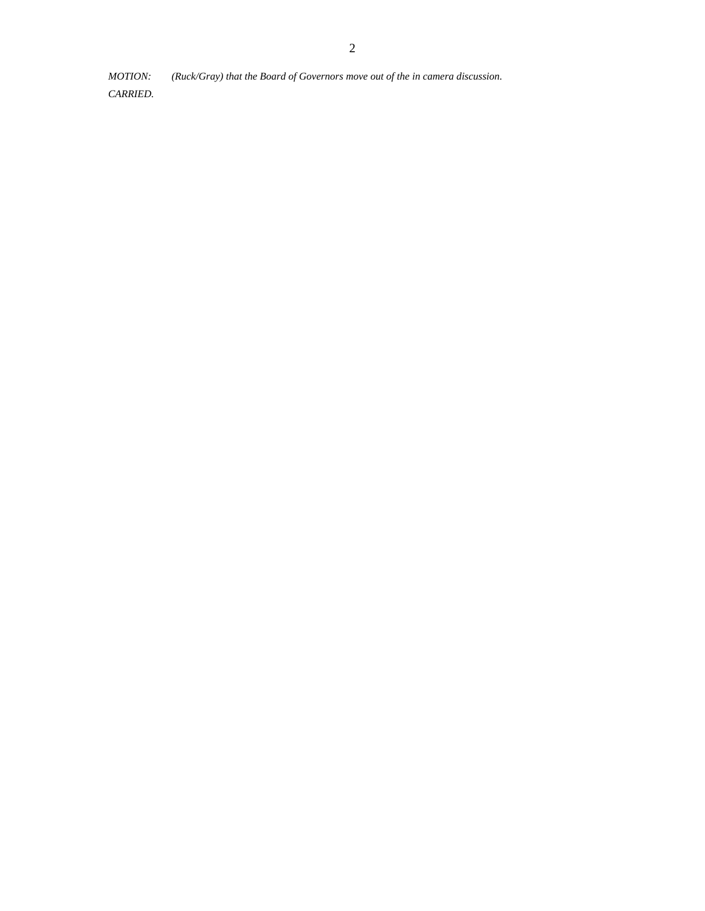*MOTION: (Ruck/Gray) that the Board of Governors move out of the in camera discussion.*

*CARRIED.*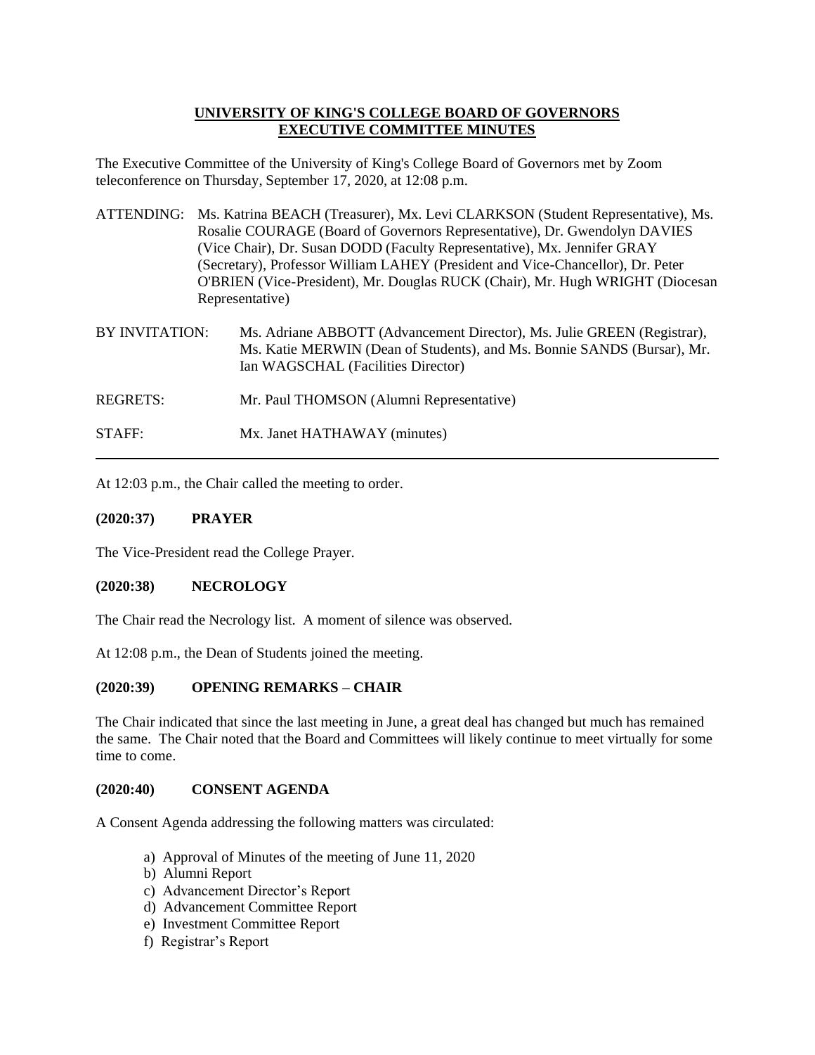**UNIVERSITY OF KING'S COLLEGE BOARD OF GOVERNORS**
**EXECUTIVE COMMITTEE MINUTES**

The Executive Committee of the University of King's College Board of Governors met by Zoom teleconference on Thursday, September 17, 2020, at 12:08 p.m.

ATTENDING: Ms. Katrina BEACH (Treasurer), Mx. Levi CLARKSON (Student Representative), Ms. Rosalie COURAGE (Board of Governors Representative), Dr. Gwendolyn DAVIES (Vice Chair), Dr. Susan DODD (Faculty Representative), Mx. Jennifer GRAY (Secretary), Professor William LAHEY (President and Vice-Chancellor), Dr. Peter O'BRIEN (Vice-President), Mr. Douglas RUCK (Chair), Mr. Hugh WRIGHT (Diocesan Representative)

BY INVITATION: Ms. Adriane ABBOTT (Advancement Director), Ms. Julie GREEN (Registrar), Ms. Katie MERWIN (Dean of Students), and Ms. Bonnie SANDS (Bursar), Mr. Ian WAGSCHAL (Facilities Director)

REGRETS: Mr. Paul THOMSON (Alumni Representative)

STAFF: Mx. Janet HATHAWAY (minutes)

---

At 12:03 p.m., the Chair called the meeting to order.

**(2020:37) PRAYER**

The Vice-President read the College Prayer.

**(2020:38) NECROLOGY**

The Chair read the Necrology list. A moment of silence was observed.

At 12:08 p.m., the Dean of Students joined the meeting.

**(2020:39) OPENING REMARKS – CHAIR**

The Chair indicated that since the last meeting in June, a great deal has changed but much has remained the same. The Chair noted that the Board and Committees will likely continue to meet virtually for some time to come.

**(2020:40) CONSENT AGENDA**

A Consent Agenda addressing the following matters was circulated:

a) Approval of Minutes of the meeting of June 11, 2020
b) Alumni Report
c) Advancement Director's Report
d) Advancement Committee Report
e) Investment Committee Report
f) Registrar's Report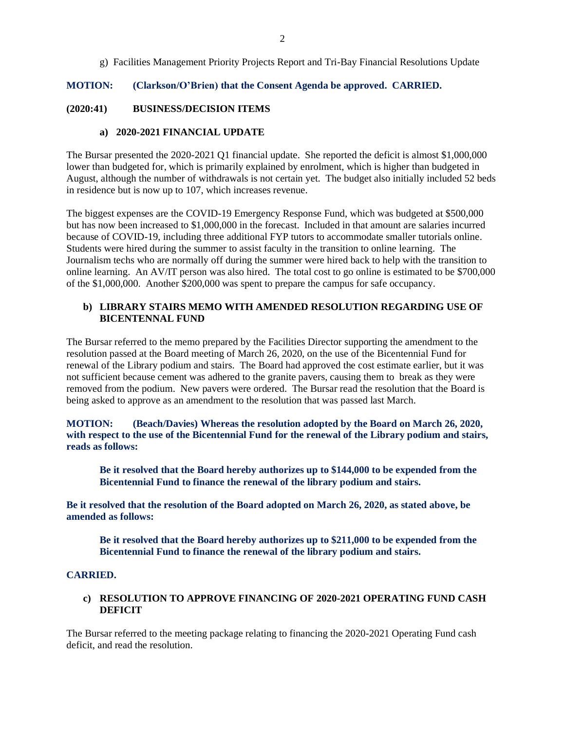g) Facilities Management Priority Projects Report and Tri-Bay Financial Resolutions Update

**MOTION: (Clarkson/O'Brien) that the Consent Agenda be approved. CARRIED.**

**(2020:41) BUSINESS/DECISION ITEMS**

**a) 2020-2021 FINANCIAL UPDATE**

The Bursar presented the 2020-2021 Q1 financial update. She reported the deficit is almost $1,000,000 lower than budgeted for, which is primarily explained by enrolment, which is higher than budgeted in August, although the number of withdrawals is not certain yet. The budget also initially included 52 beds in residence but is now up to 107, which increases revenue.

The biggest expenses are the COVID-19 Emergency Response Fund, which was budgeted at $500,000 but has now been increased to $1,000,000 in the forecast. Included in that amount are salaries incurred because of COVID-19, including three additional FYP tutors to accommodate smaller tutorials online. Students were hired during the summer to assist faculty in the transition to online learning. The Journalism techs who are normally off during the summer were hired back to help with the transition to online learning. An AV/IT person was also hired. The total cost to go online is estimated to be $700,000 of the $1,000,000. Another $200,000 was spent to prepare the campus for safe occupancy.

**b) LIBRARY STAIRS MEMO WITH AMENDED RESOLUTION REGARDING USE OF BICENTENNAL FUND**

The Bursar referred to the memo prepared by the Facilities Director supporting the amendment to the resolution passed at the Board meeting of March 26, 2020, on the use of the Bicentennial Fund for renewal of the Library podium and stairs. The Board had approved the cost estimate earlier, but it was not sufficient because cement was adhered to the granite pavers, causing them to break as they were removed from the podium. New pavers were ordered. The Bursar read the resolution that the Board is being asked to approve as an amendment to the resolution that was passed last March.

**MOTION: (Beach/Davies) Whereas the resolution adopted by the Board on March 26, 2020, with respect to the use of the Bicentennial Fund for the renewal of the Library podium and stairs, reads as follows:**

> **Be it resolved that the Board hereby authorizes up to $144,000 to be expended from the Bicentennial Fund to finance the renewal of the library podium and stairs.**

**Be it resolved that the resolution of the Board adopted on March 26, 2020, as stated above, be amended as follows:**

> **Be it resolved that the Board hereby authorizes up to $211,000 to be expended from the Bicentennial Fund to finance the renewal of the library podium and stairs.**

**CARRIED.**

**c) RESOLUTION TO APPROVE FINANCING OF 2020-2021 OPERATING FUND CASH DEFICIT**

The Bursar referred to the meeting package relating to financing the 2020-2021 Operating Fund cash deficit, and read the resolution.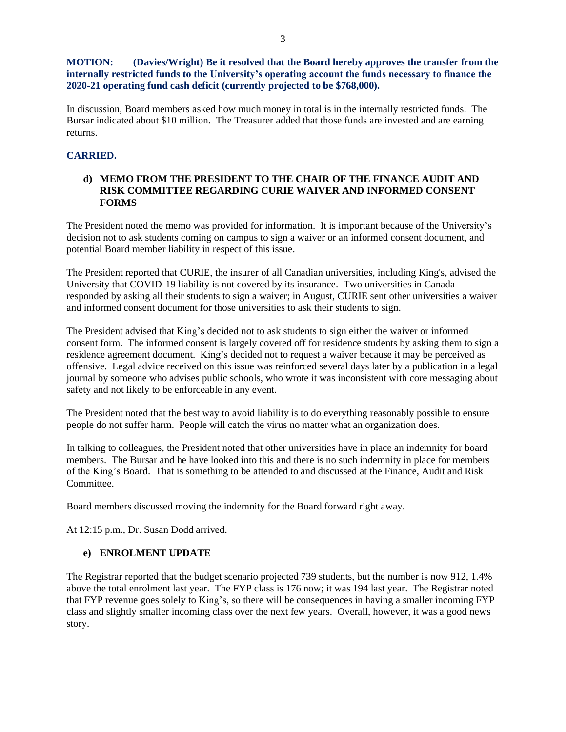**MOTION: (Davies/Wright) Be it resolved that the Board hereby approves the transfer from the internally restricted funds to the University's operating account the funds necessary to finance the 2020-21 operating fund cash deficit (currently projected to be $768,000).**

In discussion, Board members asked how much money in total is in the internally restricted funds. The Bursar indicated about $10 million. The Treasurer added that those funds are invested and are earning returns.

**CARRIED.**

### d) MEMO FROM THE PRESIDENT TO THE CHAIR OF THE FINANCE AUDIT AND RISK COMMITTEE REGARDING CURIE WAIVER AND INFORMED CONSENT FORMS

The President noted the memo was provided for information. It is important because of the University's decision not to ask students coming on campus to sign a waiver or an informed consent document, and potential Board member liability in respect of this issue.

The President reported that CURIE, the insurer of all Canadian universities, including King's, advised the University that COVID-19 liability is not covered by its insurance. Two universities in Canada responded by asking all their students to sign a waiver; in August, CURIE sent other universities a waiver and informed consent document for those universities to ask their students to sign.

The President advised that King's decided not to ask students to sign either the waiver or informed consent form. The informed consent is largely covered off for residence students by asking them to sign a residence agreement document. King's decided not to request a waiver because it may be perceived as offensive. Legal advice received on this issue was reinforced several days later by a publication in a legal journal by someone who advises public schools, who wrote it was inconsistent with core messaging about safety and not likely to be enforceable in any event.

The President noted that the best way to avoid liability is to do everything reasonably possible to ensure people do not suffer harm. People will catch the virus no matter what an organization does.

In talking to colleagues, the President noted that other universities have in place an indemnity for board members. The Bursar and he have looked into this and there is no such indemnity in place for members of the King's Board. That is something to be attended to and discussed at the Finance, Audit and Risk Committee.

Board members discussed moving the indemnity for the Board forward right away.

At 12:15 p.m., Dr. Susan Dodd arrived.

### e) ENROLMENT UPDATE

The Registrar reported that the budget scenario projected 739 students, but the number is now 912, 1.4% above the total enrolment last year. The FYP class is 176 now; it was 194 last year. The Registrar noted that FYP revenue goes solely to King's, so there will be consequences in having a smaller incoming FYP class and slightly smaller incoming class over the next few years. Overall, however, it was a good news story.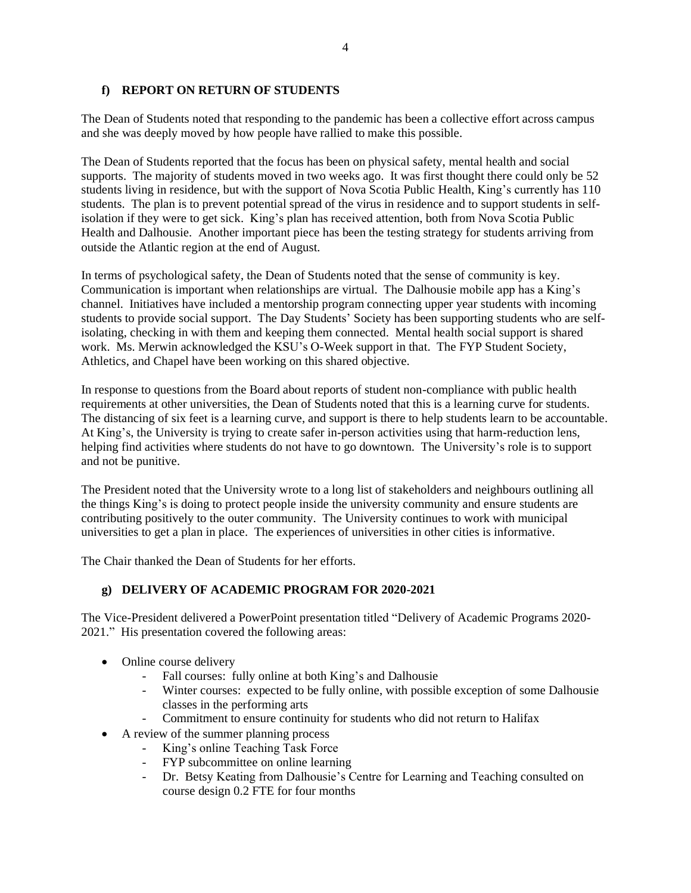### f) REPORT ON RETURN OF STUDENTS

The Dean of Students noted that responding to the pandemic has been a collective effort across campus and she was deeply moved by how people have rallied to make this possible.

The Dean of Students reported that the focus has been on physical safety, mental health and social supports. The majority of students moved in two weeks ago. It was first thought there could only be 52 students living in residence, but with the support of Nova Scotia Public Health, King's currently has 110 students. The plan is to prevent potential spread of the virus in residence and to support students in self-isolation if they were to get sick. King's plan has received attention, both from Nova Scotia Public Health and Dalhousie. Another important piece has been the testing strategy for students arriving from outside the Atlantic region at the end of August.

In terms of psychological safety, the Dean of Students noted that the sense of community is key. Communication is important when relationships are virtual. The Dalhousie mobile app has a King's channel. Initiatives have included a mentorship program connecting upper year students with incoming students to provide social support. The Day Students' Society has been supporting students who are self-isolating, checking in with them and keeping them connected. Mental health social support is shared work. Ms. Merwin acknowledged the KSU's O-Week support in that. The FYP Student Society, Athletics, and Chapel have been working on this shared objective.

In response to questions from the Board about reports of student non-compliance with public health requirements at other universities, the Dean of Students noted that this is a learning curve for students. The distancing of six feet is a learning curve, and support is there to help students learn to be accountable. At King's, the University is trying to create safer in-person activities using that harm-reduction lens, helping find activities where students do not have to go downtown. The University's role is to support and not be punitive.

The President noted that the University wrote to a long list of stakeholders and neighbours outlining all the things King's is doing to protect people inside the university community and ensure students are contributing positively to the outer community. The University continues to work with municipal universities to get a plan in place. The experiences of universities in other cities is informative.

The Chair thanked the Dean of Students for her efforts.

### g) DELIVERY OF ACADEMIC PROGRAM FOR 2020-2021

The Vice-President delivered a PowerPoint presentation titled "Delivery of Academic Programs 2020-2021." His presentation covered the following areas:

- Online course delivery
  - Fall courses: fully online at both King's and Dalhousie
  - Winter courses: expected to be fully online, with possible exception of some Dalhousie classes in the performing arts
  - Commitment to ensure continuity for students who did not return to Halifax
- A review of the summer planning process
  - King's online Teaching Task Force
  - FYP subcommittee on online learning
  - Dr. Betsy Keating from Dalhousie's Centre for Learning and Teaching consulted on course design 0.2 FTE for four months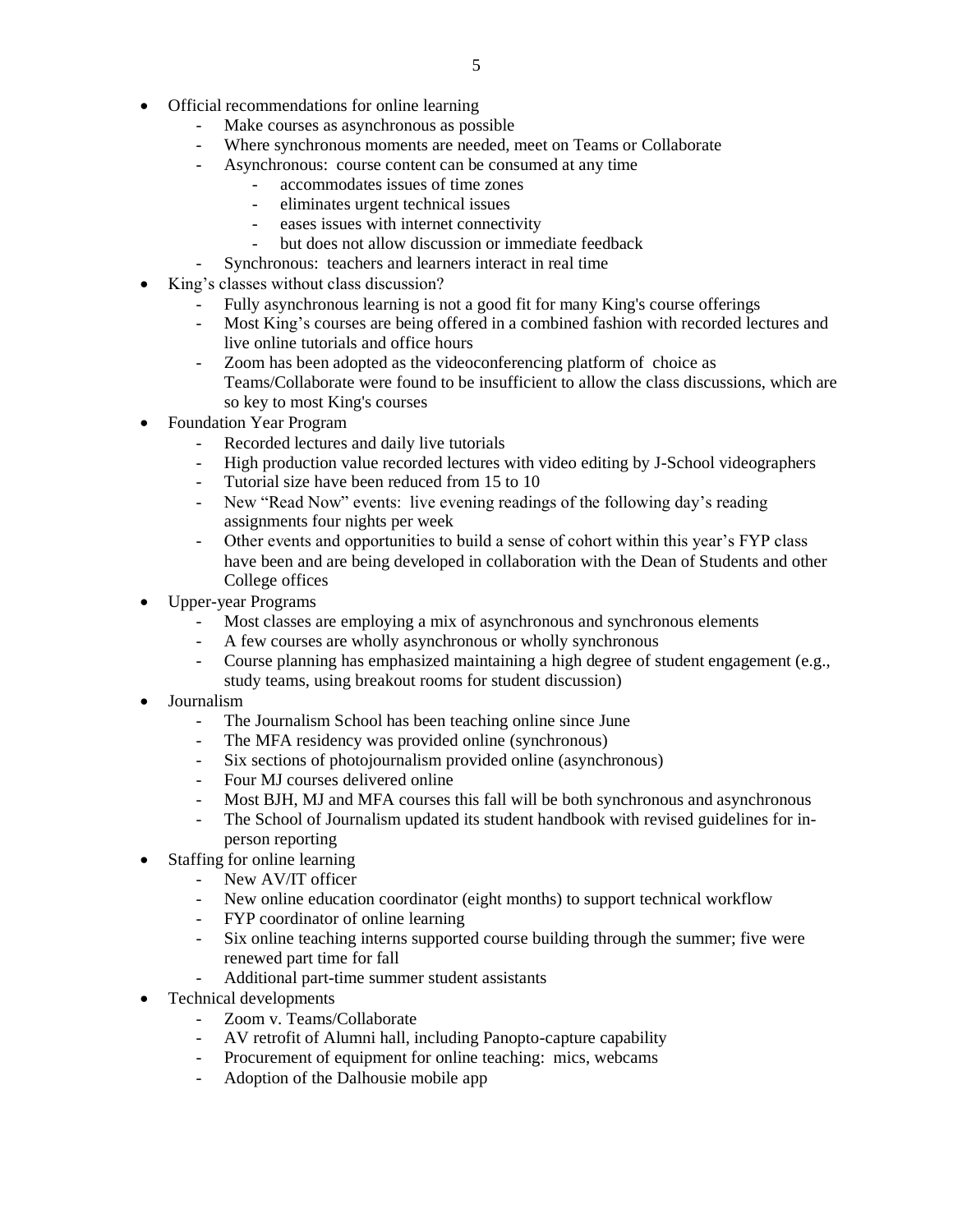- Official recommendations for online learning
    - Make courses as asynchronous as possible
    - Where synchronous moments are needed, meet on Teams or Collaborate
    - Asynchronous: course content can be consumed at any time
        - accommodates issues of time zones
        - eliminates urgent technical issues
        - eases issues with internet connectivity
        - but does not allow discussion or immediate feedback
    - Synchronous: teachers and learners interact in real time
- King's classes without class discussion?
    - Fully asynchronous learning is not a good fit for many King's course offerings
    - Most King's courses are being offered in a combined fashion with recorded lectures and live online tutorials and office hours
    - Zoom has been adopted as the videoconferencing platform of choice as Teams/Collaborate were found to be insufficient to allow the class discussions, which are so key to most King's courses
- Foundation Year Program
    - Recorded lectures and daily live tutorials
    - High production value recorded lectures with video editing by J-School videographers
    - Tutorial size have been reduced from 15 to 10
    - New "Read Now" events: live evening readings of the following day's reading assignments four nights per week
    - Other events and opportunities to build a sense of cohort within this year's FYP class have been and are being developed in collaboration with the Dean of Students and other College offices
- Upper-year Programs
    - Most classes are employing a mix of asynchronous and synchronous elements
    - A few courses are wholly asynchronous or wholly synchronous
    - Course planning has emphasized maintaining a high degree of student engagement (e.g., study teams, using breakout rooms for student discussion)
- Journalism
    - The Journalism School has been teaching online since June
    - The MFA residency was provided online (synchronous)
    - Six sections of photojournalism provided online (asynchronous)
    - Four MJ courses delivered online
    - Most BJH, MJ and MFA courses this fall will be both synchronous and asynchronous
    - The School of Journalism updated its student handbook with revised guidelines for in-person reporting
- Staffing for online learning
    - New AV/IT officer
    - New online education coordinator (eight months) to support technical workflow
    - FYP coordinator of online learning
    - Six online teaching interns supported course building through the summer; five were renewed part time for fall
    - Additional part-time summer student assistants
- Technical developments
    - Zoom v. Teams/Collaborate
    - AV retrofit of Alumni hall, including Panopto-capture capability
    - Procurement of equipment for online teaching: mics, webcams
    - Adoption of the Dalhousie mobile app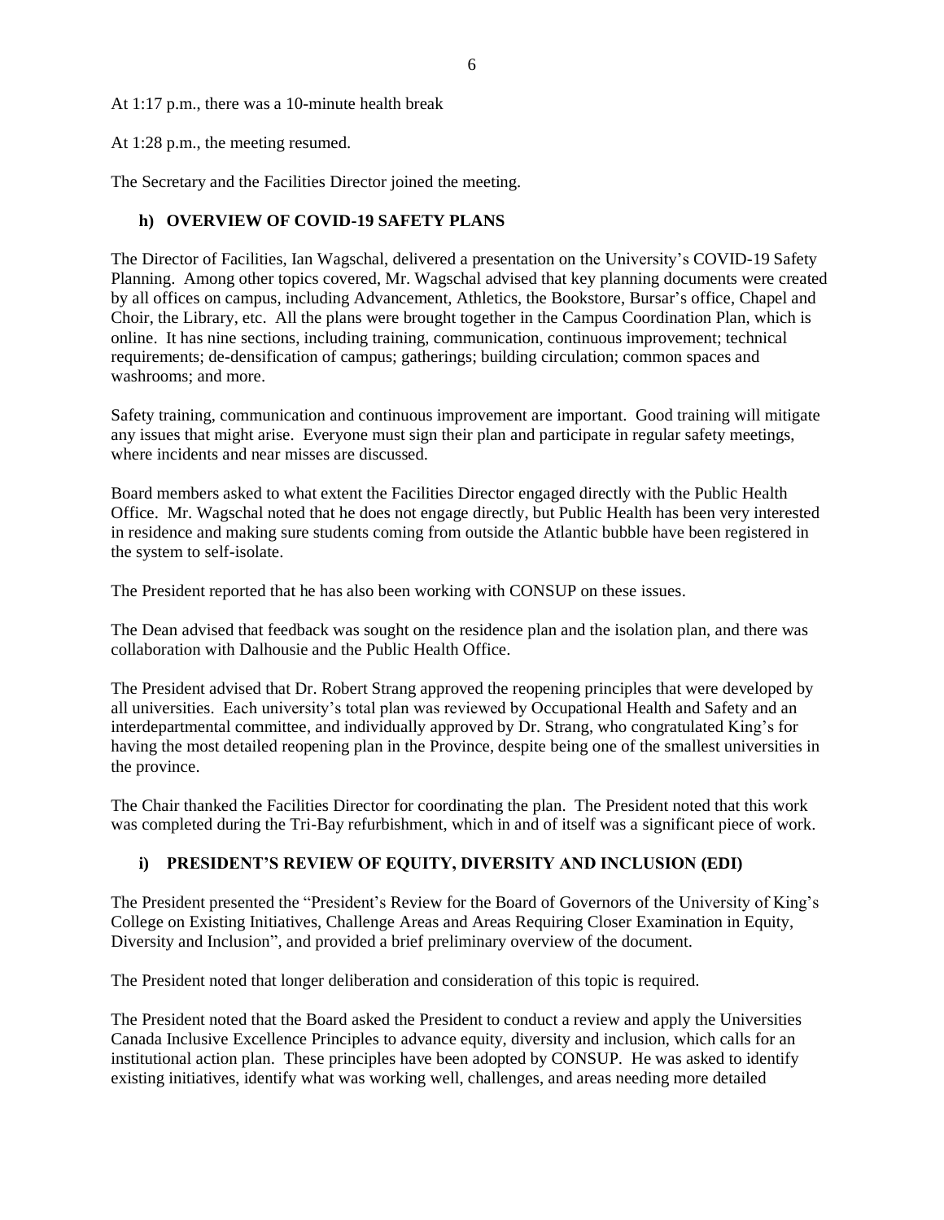At 1:17 p.m., there was a 10-minute health break

At 1:28 p.m., the meeting resumed.

The Secretary and the Facilities Director joined the meeting.

### h) OVERVIEW OF COVID-19 SAFETY PLANS

The Director of Facilities, Ian Wagschal, delivered a presentation on the University's COVID-19 Safety Planning. Among other topics covered, Mr. Wagschal advised that key planning documents were created by all offices on campus, including Advancement, Athletics, the Bookstore, Bursar's office, Chapel and Choir, the Library, etc. All the plans were brought together in the Campus Coordination Plan, which is online. It has nine sections, including training, communication, continuous improvement; technical requirements; de-densification of campus; gatherings; building circulation; common spaces and washrooms; and more.

Safety training, communication and continuous improvement are important. Good training will mitigate any issues that might arise. Everyone must sign their plan and participate in regular safety meetings, where incidents and near misses are discussed.

Board members asked to what extent the Facilities Director engaged directly with the Public Health Office. Mr. Wagschal noted that he does not engage directly, but Public Health has been very interested in residence and making sure students coming from outside the Atlantic bubble have been registered in the system to self-isolate.

The President reported that he has also been working with CONSUP on these issues.

The Dean advised that feedback was sought on the residence plan and the isolation plan, and there was collaboration with Dalhousie and the Public Health Office.

The President advised that Dr. Robert Strang approved the reopening principles that were developed by all universities. Each university's total plan was reviewed by Occupational Health and Safety and an interdepartmental committee, and individually approved by Dr. Strang, who congratulated King's for having the most detailed reopening plan in the Province, despite being one of the smallest universities in the province.

The Chair thanked the Facilities Director for coordinating the plan. The President noted that this work was completed during the Tri-Bay refurbishment, which in and of itself was a significant piece of work.

### i) PRESIDENT'S REVIEW OF EQUITY, DIVERSITY AND INCLUSION (EDI)

The President presented the "President's Review for the Board of Governors of the University of King's College on Existing Initiatives, Challenge Areas and Areas Requiring Closer Examination in Equity, Diversity and Inclusion", and provided a brief preliminary overview of the document.

The President noted that longer deliberation and consideration of this topic is required.

The President noted that the Board asked the President to conduct a review and apply the Universities Canada Inclusive Excellence Principles to advance equity, diversity and inclusion, which calls for an institutional action plan. These principles have been adopted by CONSUP. He was asked to identify existing initiatives, identify what was working well, challenges, and areas needing more detailed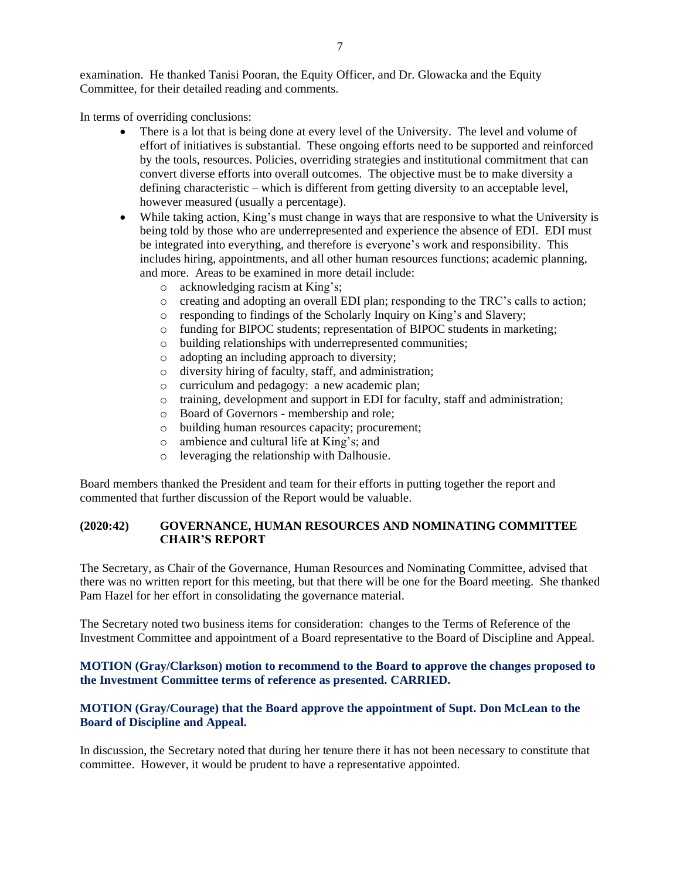examination. He thanked Tanisi Pooran, the Equity Officer, and Dr. Glowacka and the Equity Committee, for their detailed reading and comments.

In terms of overriding conclusions:

- There is a lot that is being done at every level of the University. The level and volume of effort of initiatives is substantial. These ongoing efforts need to be supported and reinforced by the tools, resources. Policies, overriding strategies and institutional commitment that can convert diverse efforts into overall outcomes. The objective must be to make diversity a defining characteristic – which is different from getting diversity to an acceptable level, however measured (usually a percentage).
- While taking action, King's must change in ways that are responsive to what the University is being told by those who are underrepresented and experience the absence of EDI. EDI must be integrated into everything, and therefore is everyone's work and responsibility. This includes hiring, appointments, and all other human resources functions; academic planning, and more. Areas to be examined in more detail include:
    - acknowledging racism at King's;
    - creating and adopting an overall EDI plan; responding to the TRC's calls to action;
    - responding to findings of the Scholarly Inquiry on King's and Slavery;
    - funding for BIPOC students; representation of BIPOC students in marketing;
    - building relationships with underrepresented communities;
    - adopting an including approach to diversity;
    - diversity hiring of faculty, staff, and administration;
    - curriculum and pedagogy: a new academic plan;
    - training, development and support in EDI for faculty, staff and administration;
    - Board of Governors - membership and role;
    - building human resources capacity; procurement;
    - ambience and cultural life at King's; and
    - leveraging the relationship with Dalhousie.

Board members thanked the President and team for their efforts in putting together the report and commented that further discussion of the Report would be valuable.

### (2020:42) GOVERNANCE, HUMAN RESOURCES AND NOMINATING COMMITTEE CHAIR'S REPORT

The Secretary, as Chair of the Governance, Human Resources and Nominating Committee, advised that there was no written report for this meeting, but that there will be one for the Board meeting. She thanked Pam Hazel for her effort in consolidating the governance material.

The Secretary noted two business items for consideration: changes to the Terms of Reference of the Investment Committee and appointment of a Board representative to the Board of Discipline and Appeal.

**MOTION (Gray/Clarkson) motion to recommend to the Board to approve the changes proposed to the Investment Committee terms of reference as presented. CARRIED.**

**MOTION (Gray/Courage) that the Board approve the appointment of Supt. Don McLean to the Board of Discipline and Appeal.**

In discussion, the Secretary noted that during her tenure there it has not been necessary to constitute that committee. However, it would be prudent to have a representative appointed.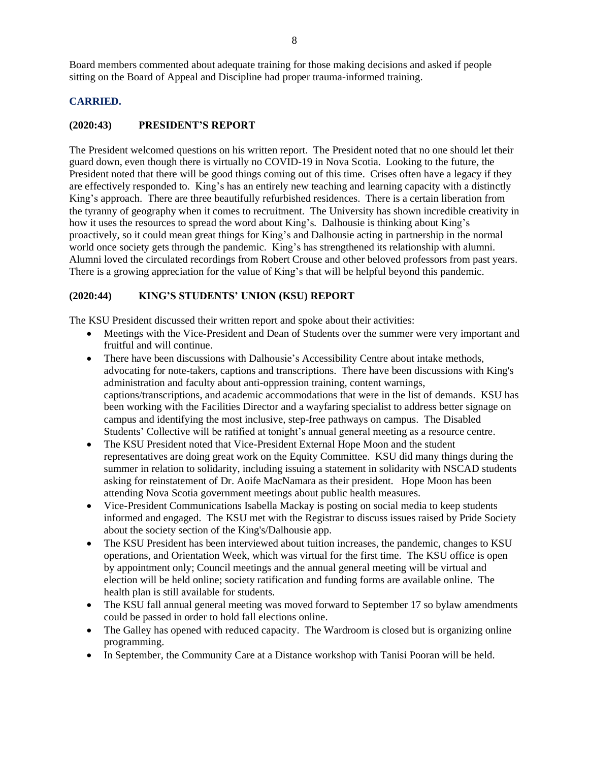Board members commented about adequate training for those making decisions and asked if people sitting on the Board of Appeal and Discipline had proper trauma-informed training.

**CARRIED.**

### (2020:43) PRESIDENT'S REPORT

The President welcomed questions on his written report. The President noted that no one should let their guard down, even though there is virtually no COVID-19 in Nova Scotia. Looking to the future, the President noted that there will be good things coming out of this time. Crises often have a legacy if they are effectively responded to. King's has an entirely new teaching and learning capacity with a distinctly King's approach. There are three beautifully refurbished residences. There is a certain liberation from the tyranny of geography when it comes to recruitment. The University has shown incredible creativity in how it uses the resources to spread the word about King's. Dalhousie is thinking about King's proactively, so it could mean great things for King's and Dalhousie acting in partnership in the normal world once society gets through the pandemic. King's has strengthened its relationship with alumni. Alumni loved the circulated recordings from Robert Crouse and other beloved professors from past years. There is a growing appreciation for the value of King's that will be helpful beyond this pandemic.

### (2020:44) KING'S STUDENTS' UNION (KSU) REPORT

The KSU President discussed their written report and spoke about their activities:

- Meetings with the Vice-President and Dean of Students over the summer were very important and fruitful and will continue.
- There have been discussions with Dalhousie's Accessibility Centre about intake methods, advocating for note-takers, captions and transcriptions. There have been discussions with King's administration and faculty about anti-oppression training, content warnings, captions/transcriptions, and academic accommodations that were in the list of demands. KSU has been working with the Facilities Director and a wayfaring specialist to address better signage on campus and identifying the most inclusive, step-free pathways on campus. The Disabled Students' Collective will be ratified at tonight's annual general meeting as a resource centre.
- The KSU President noted that Vice-President External Hope Moon and the student representatives are doing great work on the Equity Committee. KSU did many things during the summer in relation to solidarity, including issuing a statement in solidarity with NSCAD students asking for reinstatement of Dr. Aoife MacNamara as their president. Hope Moon has been attending Nova Scotia government meetings about public health measures.
- Vice-President Communications Isabella Mackay is posting on social media to keep students informed and engaged. The KSU met with the Registrar to discuss issues raised by Pride Society about the society section of the King's/Dalhousie app.
- The KSU President has been interviewed about tuition increases, the pandemic, changes to KSU operations, and Orientation Week, which was virtual for the first time. The KSU office is open by appointment only; Council meetings and the annual general meeting will be virtual and election will be held online; society ratification and funding forms are available online. The health plan is still available for students.
- The KSU fall annual general meeting was moved forward to September 17 so bylaw amendments could be passed in order to hold fall elections online.
- The Galley has opened with reduced capacity. The Wardroom is closed but is organizing online programming.
- In September, the Community Care at a Distance workshop with Tanisi Pooran will be held.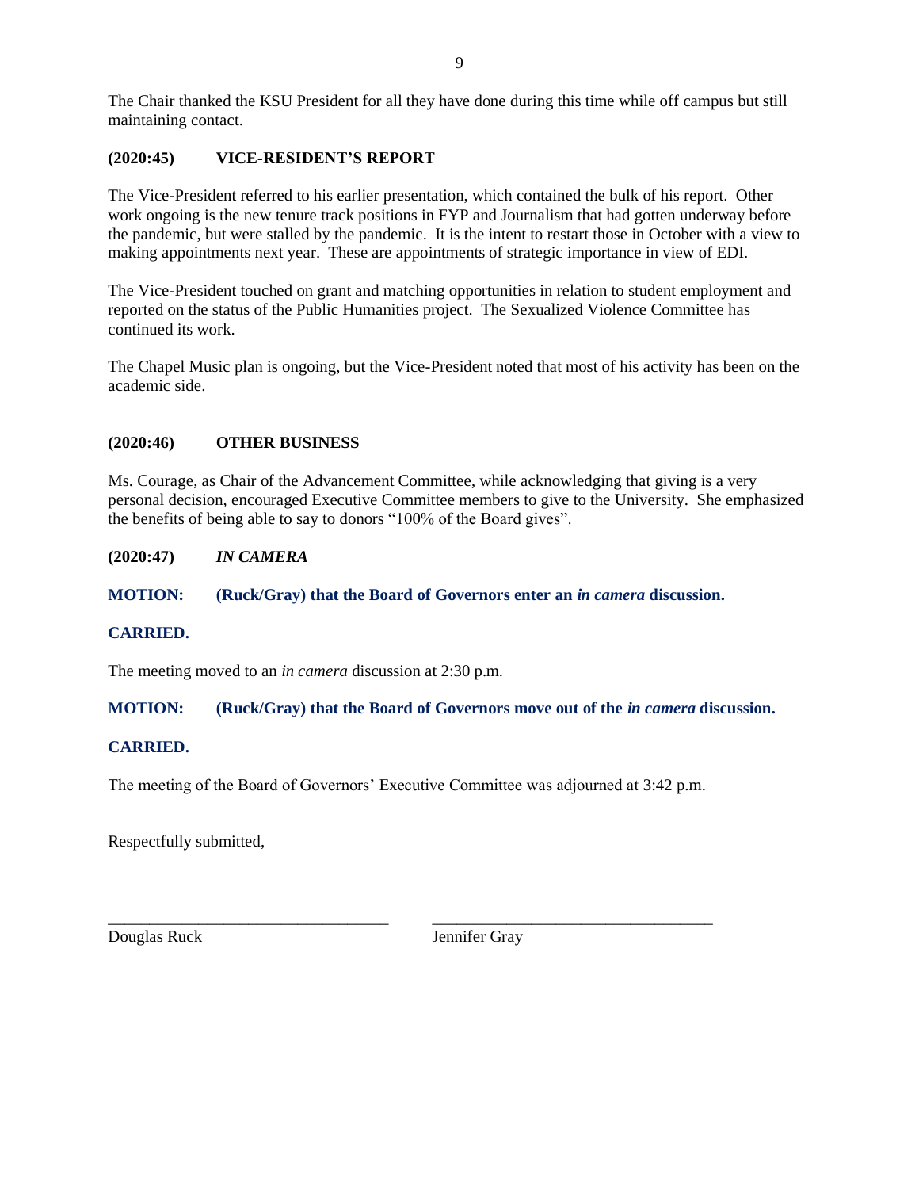The Chair thanked the KSU President for all they have done during this time while off campus but still maintaining contact.

### (2020:45) VICE-RESIDENT'S REPORT

The Vice-President referred to his earlier presentation, which contained the bulk of his report. Other work ongoing is the new tenure track positions in FYP and Journalism that had gotten underway before the pandemic, but were stalled by the pandemic. It is the intent to restart those in October with a view to making appointments next year. These are appointments of strategic importance in view of EDI.

The Vice-President touched on grant and matching opportunities in relation to student employment and reported on the status of the Public Humanities project. The Sexualized Violence Committee has continued its work.

The Chapel Music plan is ongoing, but the Vice-President noted that most of his activity has been on the academic side.

### (2020:46) OTHER BUSINESS

Ms. Courage, as Chair of the Advancement Committee, while acknowledging that giving is a very personal decision, encouraged Executive Committee members to give to the University. She emphasized the benefits of being able to say to donors "100% of the Board gives".

### (2020:47) *IN CAMERA*

**MOTION: (Ruck/Gray) that the Board of Governors enter an *in camera* discussion.**

**CARRIED.**

The meeting moved to an *in camera* discussion at 2:30 p.m.

**MOTION: (Ruck/Gray) that the Board of Governors move out of the *in camera* discussion.**

**CARRIED.**

The meeting of the Board of Governors' Executive Committee was adjourned at 3:42 p.m.

Respectfully submitted,

\_\_\_\_\_\_\_\_\_\_\_\_\_\_\_\_\_\_\_\_\_\_\_\_\_\_\_\_\_\_\_\_\_\_ \_\_\_\_\_\_\_\_\_\_\_\_\_\_\_\_\_\_\_\_\_\_\_\_\_\_\_\_\_\_\_\_\_\_

Douglas Ruck Jennifer Gray